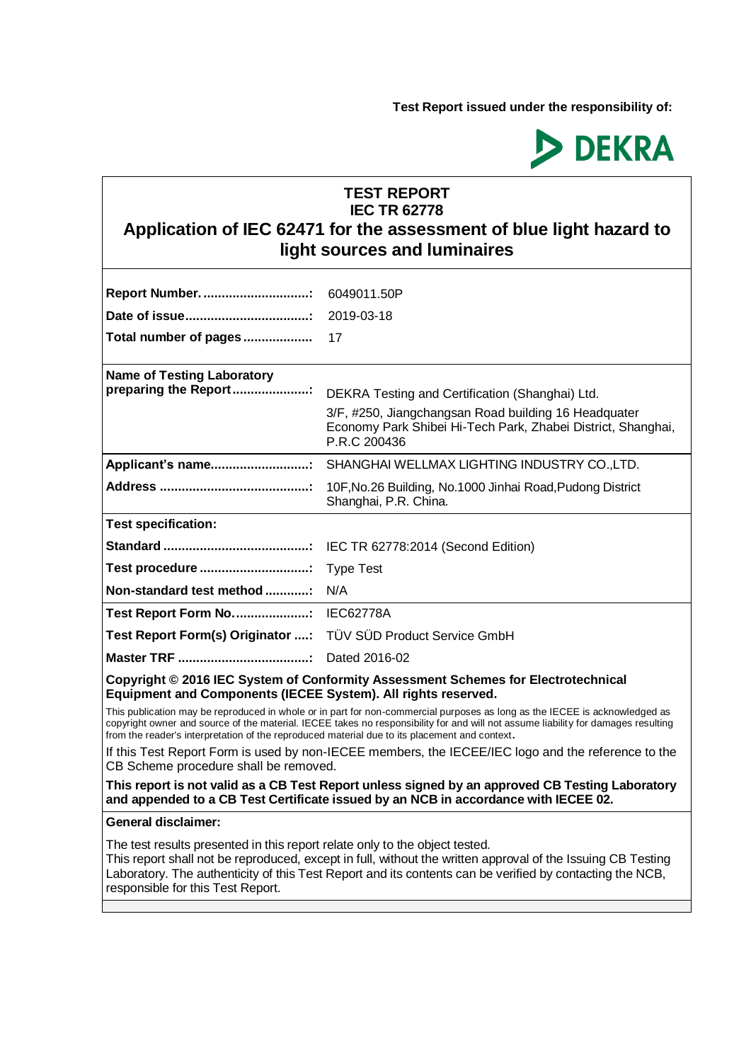Test Report issued under the responsibility of:

DEKRA

# TEST REPORT
# IEC TR 62778
## Application of IEC 62471 for the assessment of blue light hazard to light sources and luminaires

| | |
|---|---|
| **Report Number. ............................:** | 6049011.50P |
| **Date of issue.................................:** | 2019-03-18 |
| **Total number of pages ..................** | 17 |
| **Name of Testing Laboratory preparing the Report .....................:** | DEKRA Testing and Certification (Shanghai) Ltd. 3/F, #250, Jiangchangsan Road building 16 Headquater Economy Park Shibei Hi-Tech Park, Zhabei District, Shanghai, P.R.C 200436 |
| **Applicant's name...........................:** | SHANGHAI WELLMAX LIGHTING INDUSTRY CO.,LTD. |
| **Address .........................................:** | 10F,No.26 Building, No.1000 Jinhai Road,Pudong District Shanghai, P.R. China. |
| **Test specification:** | |
| **Standard ........................................:** | IEC TR 62778:2014 (Second Edition) |
| **Test procedure ..............................:** | Type Test |
| **Non-standard test method ............:** | N/A |
| **Test Report Form No.....................:** | IEC62778A |
| **Test Report Form(s) Originator ....:** | TÜV SÜD Product Service GmbH |
| **Master TRF ....................................:** | Dated 2016-02 |

**Copyright © 2016 IEC System of Conformity Assessment Schemes for Electrotechnical Equipment and Components (IECEE System). All rights reserved.**

This publication may be reproduced in whole or in part for non-commercial purposes as long as the IECEE is acknowledged as copyright owner and source of the material. IECEE takes no responsibility for and will not assume liability for damages resulting from the reader's interpretation of the reproduced material due to its placement and context.

If this Test Report Form is used by non-IECEE members, the IECEE/IEC logo and the reference to the CB Scheme procedure shall be removed.

**This report is not valid as a CB Test Report unless signed by an approved CB Testing Laboratory and appended to a CB Test Certificate issued by an NCB in accordance with IECEE 02.**

**General disclaimer:**

The test results presented in this report relate only to the object tested.
This report shall not be reproduced, except in full, without the written approval of the Issuing CB Testing Laboratory. The authenticity of this Test Report and its contents can be verified by contacting the NCB, responsible for this Test Report.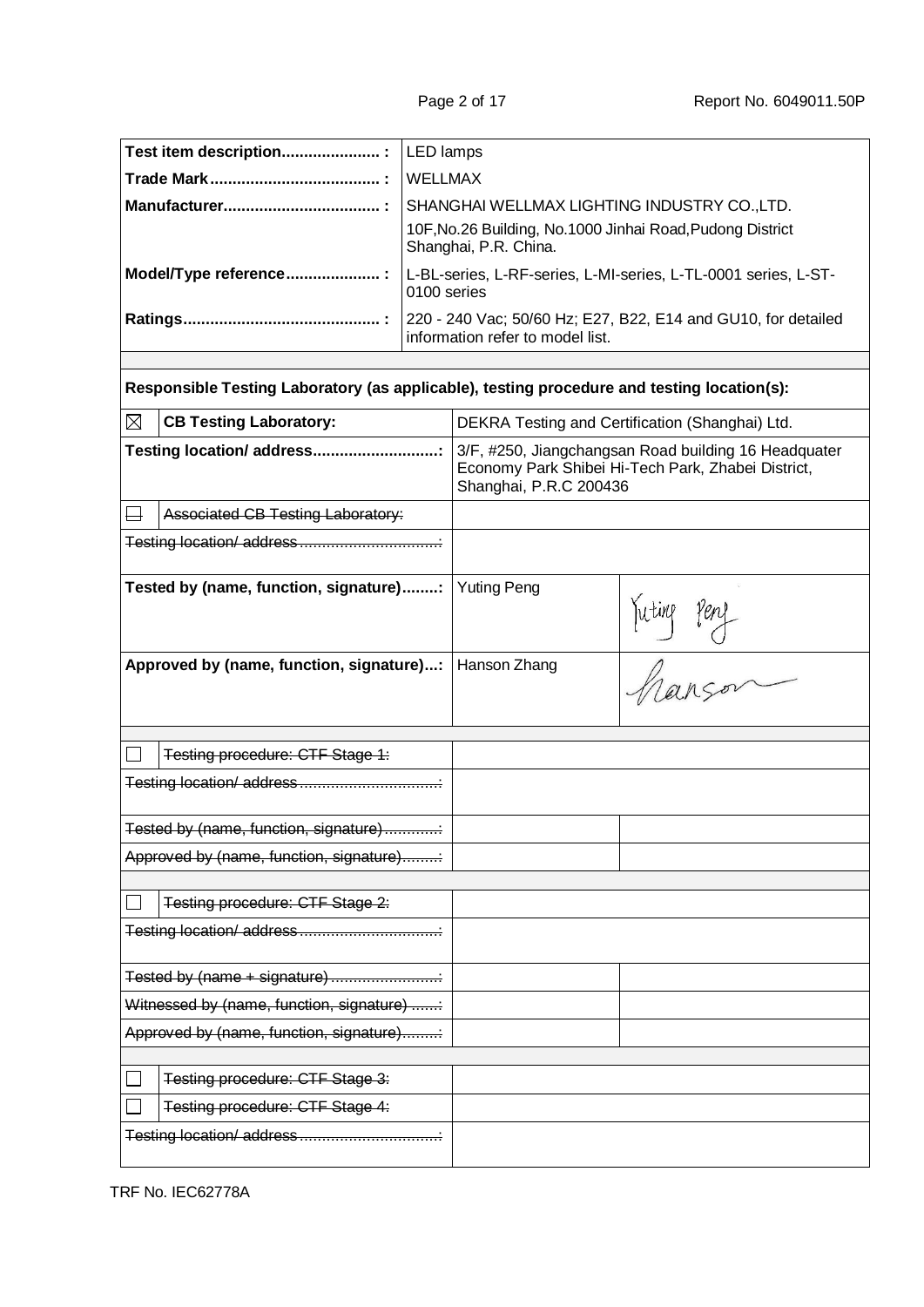| | |
|---|---|
| **Test item description...................... :** | LED lamps |
| **Trade Mark...................................... :** | WELLMAX |
| **Manufacturer................................... :** | SHANGHAI WELLMAX LIGHTING INDUSTRY CO.,LTD.<br>10F,No.26 Building, No.1000 Jinhai Road,Pudong District Shanghai, P.R. China. |
| **Model/Type reference..................... :** | L-BL-series, L-RF-series, L-MI-series, L-TL-0001 series, L-ST-0100 series |
| **Ratings............................................ :** | 220 - 240 Vac; 50/60 Hz; E27, B22, E14 and GU10, for detailed information refer to model list. |

**Responsible Testing Laboratory (as applicable), testing procedure and testing location(s):**

| | | |
|---|---|---|
| ☒ **CB Testing Laboratory:** | DEKRA Testing and Certification (Shanghai) Ltd. | |
| **Testing location/ address............................:** | 3/F, #250, Jiangchangsan Road building 16 Headquater Economy Park Shibei Hi-Tech Park, Zhabei District, Shanghai, P.R.C 200436 | |
| ☐ ~~Associated CB Testing Laboratory:~~ | | |
| ~~Testing location/ address...............................:~~ | | |
| **Tested by (name, function, signature)........:** | Yuting Peng | Yuting Peng |
| **Approved by (name, function, signature)...:** | Hanson Zhang | Hanson |
| ☐ ~~Testing procedure: CTF Stage 1:~~ | | |
| ~~Testing location/ address...............................:~~ | | |
| ~~Tested by (name, function, signature)............:~~ | | |
| ~~Approved by (name, function, signature)........:~~ | | |
| ☐ ~~Testing procedure: CTF Stage 2:~~ | | |
| ~~Testing location/ address...............................:~~ | | |
| ~~Tested by (name + signature)........................:~~ | | |
| ~~Witnessed by (name, function, signature) .......:~~ | | |
| ~~Approved by (name, function, signature)........:~~ | | |
| ☐ ~~Testing procedure: CTF Stage 3:~~ | | |
| ☐ ~~Testing procedure: CTF Stage 4:~~ | | |
| ~~Testing location/ address...............................:~~ | | |

TRF No. IEC62778A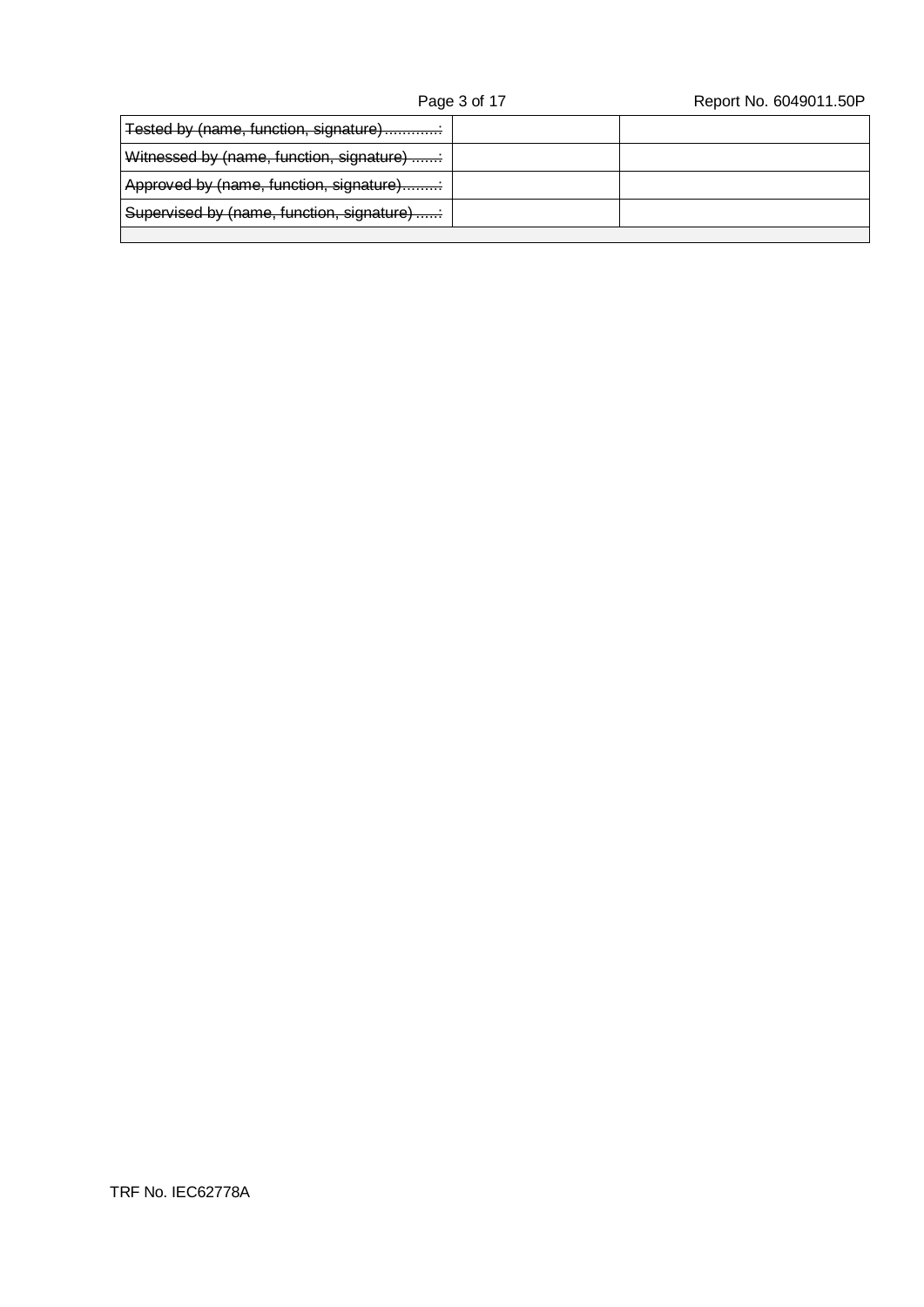| ~~Tested by (name, function, signature)............:~~ | | |
|---|---|---|
| ~~Witnessed by (name, function, signature) ......:~~ | | |
| ~~Approved by (name, function, signature)........:~~ | | |
| ~~Supervised by (name, function, signature).....:~~ | | |
| | | |

TRF No. IEC62778A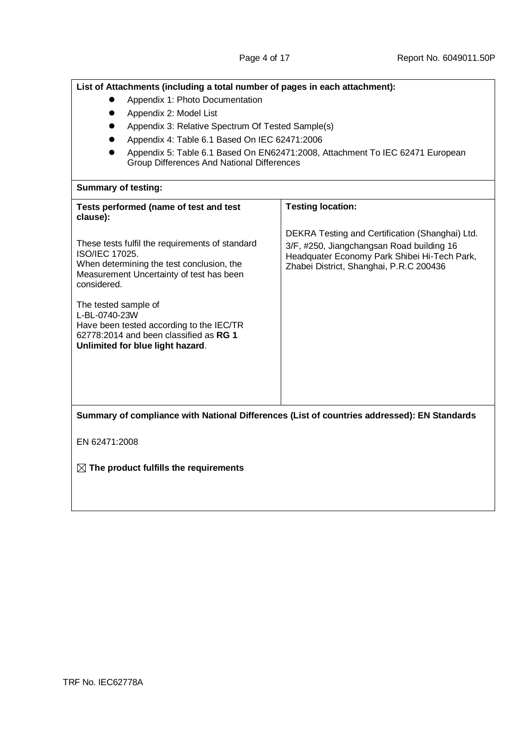**List of Attachments (including a total number of pages in each attachment):**

- Appendix 1: Photo Documentation
- Appendix 2: Model List
- Appendix 3: Relative Spectrum Of Tested Sample(s)
- Appendix 4: Table 6.1 Based On IEC 62471:2006
- Appendix 5: Table 6.1 Based On EN62471:2008, Attachment To IEC 62471 European Group Differences And National Differences

**Summary of testing:**

| **Tests performed (name of test and test clause):** | **Testing location:** |
|---|---|
| These tests fulfil the requirements of standard ISO/IEC 17025.<br>When determining the test conclusion, the Measurement Uncertainty of test has been considered.<br><br>The tested sample of<br>L-BL-0740-23W<br>Have been tested according to the IEC/TR 62778:2014 and been classified as **RG 1 Unlimited for blue light hazard**. | DEKRA Testing and Certification (Shanghai) Ltd.<br>3/F, #250, Jiangchangsan Road building 16 Headquater Economy Park Shibei Hi-Tech Park, Zhabei District, Shanghai, P.R.C 200436 |

**Summary of compliance with National Differences (List of countries addressed): EN Standards**

EN 62471:2008

☒ **The product fulfills the requirements**

TRF No. IEC62778A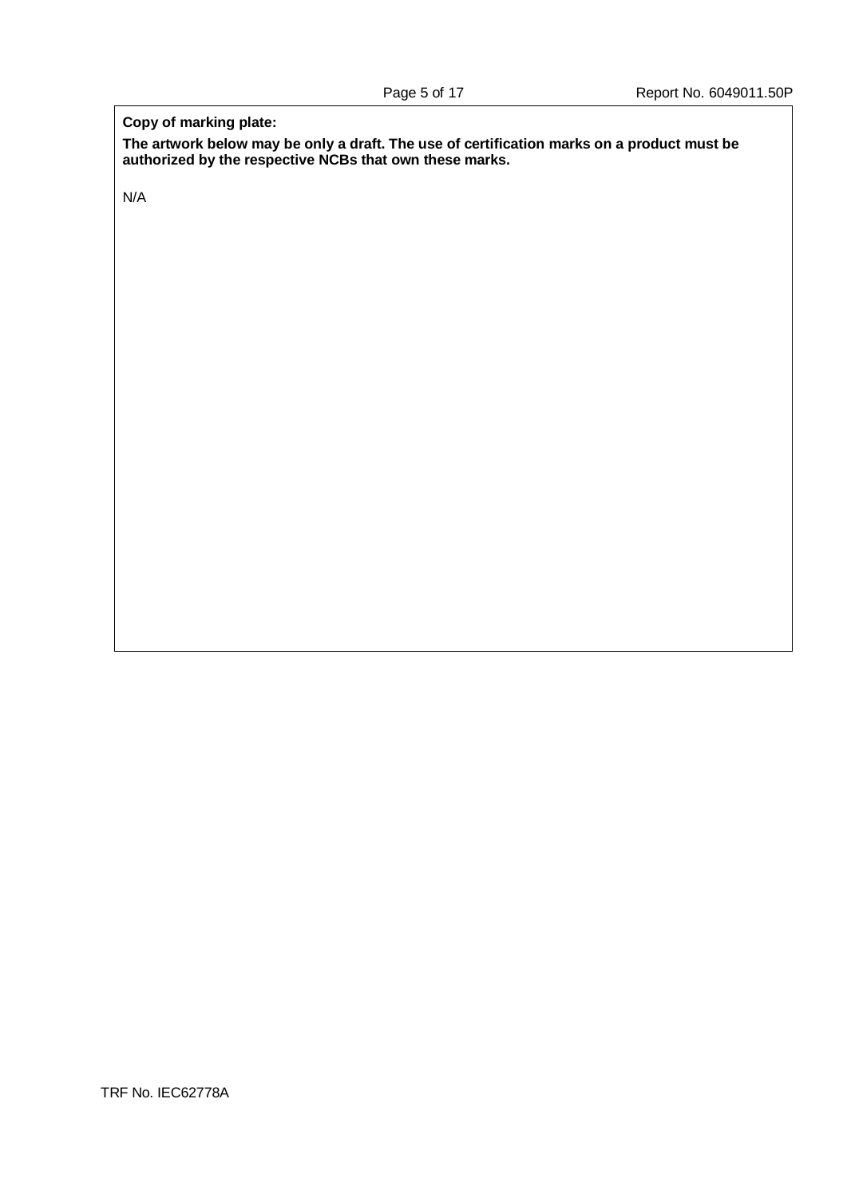**Copy of marking plate:**

**The artwork below may be only a draft. The use of certification marks on a product must be authorized by the respective NCBs that own these marks.**

N/A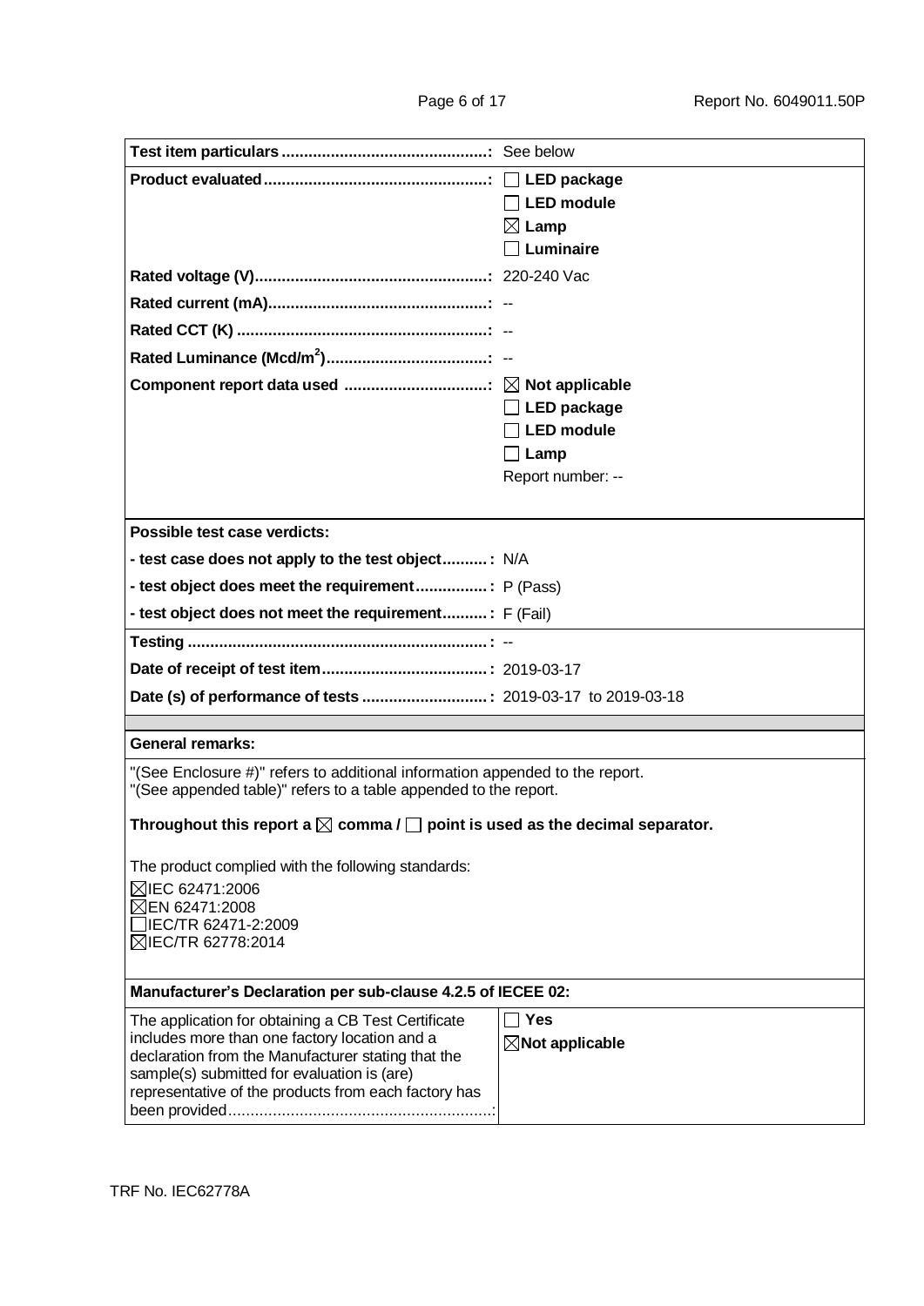| **Test item particulars** | See below |
|---|---|
| **Product evaluated** | ☐ **LED package**<br>☐ **LED module**<br>☒ **Lamp**<br>☐ **Luminaire** |
| **Rated voltage (V)** | 220-240 Vac |
| **Rated current (mA)** | -- |
| **Rated CCT (K)** | -- |
| **Rated Luminance (Mcd/m$^2$)** | -- |
| **Component report data used** | ☒ **Not applicable**<br>☐ **LED package**<br>☐ **LED module**<br>☐ **Lamp**<br>Report number: -- |

**Possible test case verdicts:**

| | |
|---|---|
| **- test case does not apply to the test object** | N/A |
| **- test object does meet the requirement** | P (Pass) |
| **- test object does not meet the requirement** | F (Fail) |

| | |
|---|---|
| **Testing** | -- |
| **Date of receipt of test item** | 2019-03-17 |
| **Date (s) of performance of tests** | 2019-03-17 to 2019-03-18 |

**General remarks:**

"(See Enclosure #)" refers to additional information appended to the report.
"(See appended table)" refers to a table appended to the report.

**Throughout this report a ☒ comma / ☐ point is used as the decimal separator.**

The product complied with the following standards:

☒IEC 62471:2006
☒EN 62471:2008
☐IEC/TR 62471-2:2009
☒IEC/TR 62778:2014

**Manufacturer's Declaration per sub-clause 4.2.5 of IECEE 02:**

| | |
|---|---|
| The application for obtaining a CB Test Certificate includes more than one factory location and a declaration from the Manufacturer stating that the sample(s) submitted for evaluation is (are) representative of the products from each factory has been provided | ☐ **Yes**<br>☒**Not applicable** |

TRF No. IEC62778A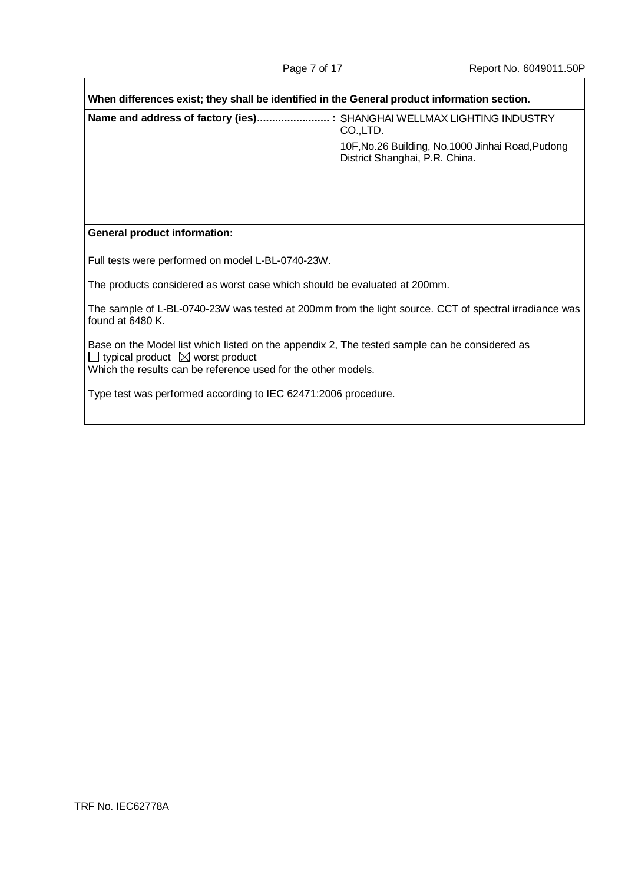**When differences exist; they shall be identified in the General product information section.**

| **Name and address of factory (ies)........................ :** | SHANGHAI WELLMAX LIGHTING INDUSTRY CO.,LTD.<br>10F,No.26 Building, No.1000 Jinhai Road,Pudong District Shanghai, P.R. China. |
|---|---|

**General product information:**

Full tests were performed on model L-BL-0740-23W.

The products considered as worst case which should be evaluated at 200mm.

The sample of L-BL-0740-23W was tested at 200mm from the light source. CCT of spectral irradiance was found at 6480 K.

Base on the Model list which listed on the appendix 2, The tested sample can be considered as
☐ typical product ☒ worst product
Which the results can be reference used for the other models.

Type test was performed according to IEC 62471:2006 procedure.

TRF No. IEC62778A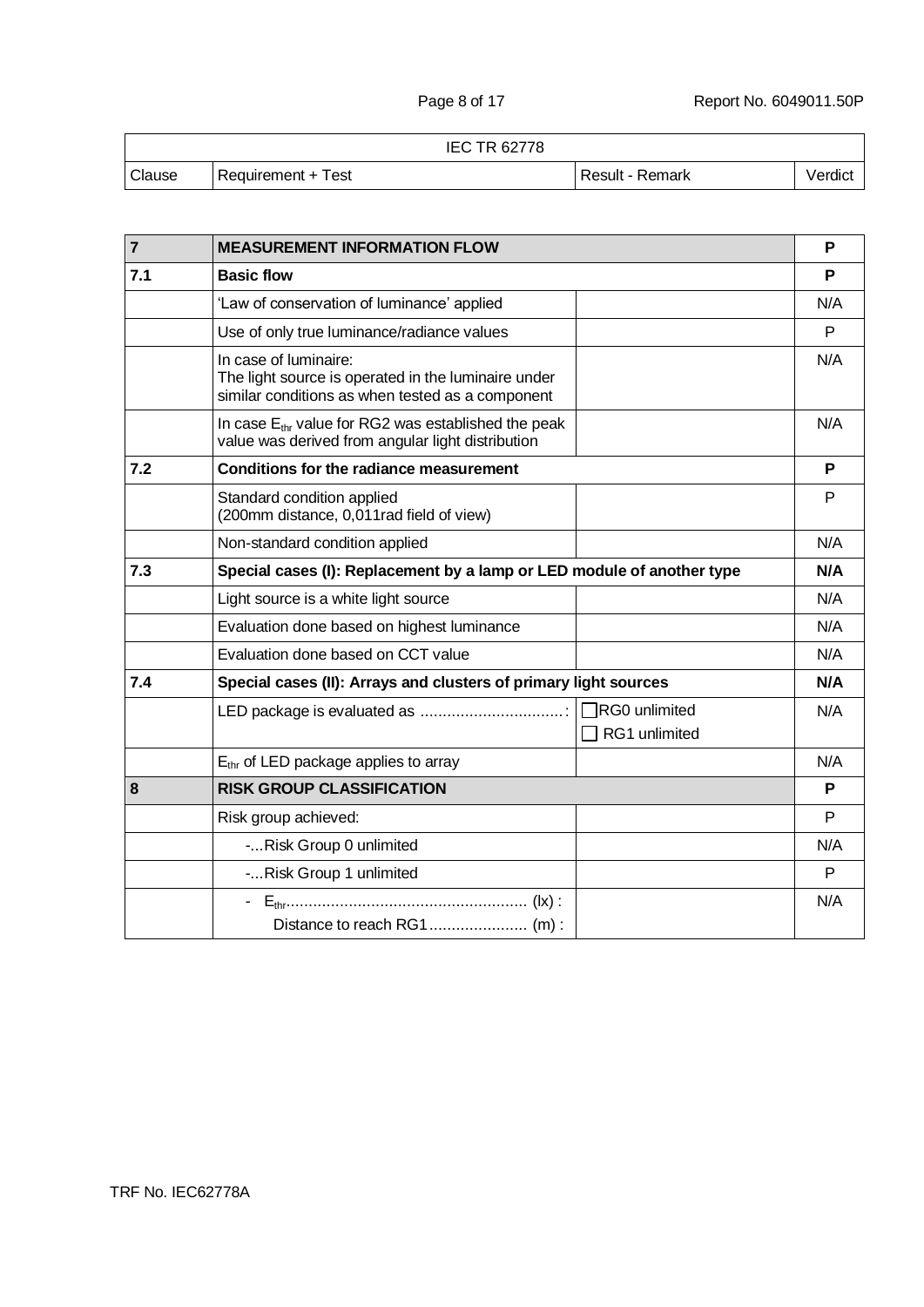| IEC TR 62778 | | | |
|---|---|---|---|
| Clause | Requirement + Test | Result - Remark | Verdict |

| | | | |
|---|---|---|---|
| **7** | **MEASUREMENT INFORMATION FLOW** | | **P** |
| **7.1** | **Basic flow** | | **P** |
| | 'Law of conservation of luminance' applied | | N/A |
| | Use of only true luminance/radiance values | | P |
| | In case of luminaire: The light source is operated in the luminaire under similar conditions as when tested as a component | | N/A |
| | In case $E_{thr}$ value for RG2 was established the peak value was derived from angular light distribution | | N/A |
| **7.2** | **Conditions for the radiance measurement** | | **P** |
| | Standard condition applied (200mm distance, 0,011rad field of view) | | P |
| | Non-standard condition applied | | N/A |
| **7.3** | **Special cases (I): Replacement by a lamp or LED module of another type** | | **N/A** |
| | Light source is a white light source | | N/A |
| | Evaluation done based on highest luminance | | N/A |
| | Evaluation done based on CCT value | | N/A |
| **7.4** | **Special cases (II): Arrays and clusters of primary light sources** | | **N/A** |
| | LED package is evaluated as ................................: | ☐ RG0 unlimited ☐ RG1 unlimited | N/A |
| | $E_{thr}$ of LED package applies to array | | N/A |
| **8** | **RISK GROUP CLASSIFICATION** | | **P** |
| | Risk group achieved: | | P |
| | -...Risk Group 0 unlimited | | N/A |
| | -...Risk Group 1 unlimited | | P |
| | - $E_{thr}$...................................................... (lx) : Distance to reach RG1...................... (m) : | | N/A |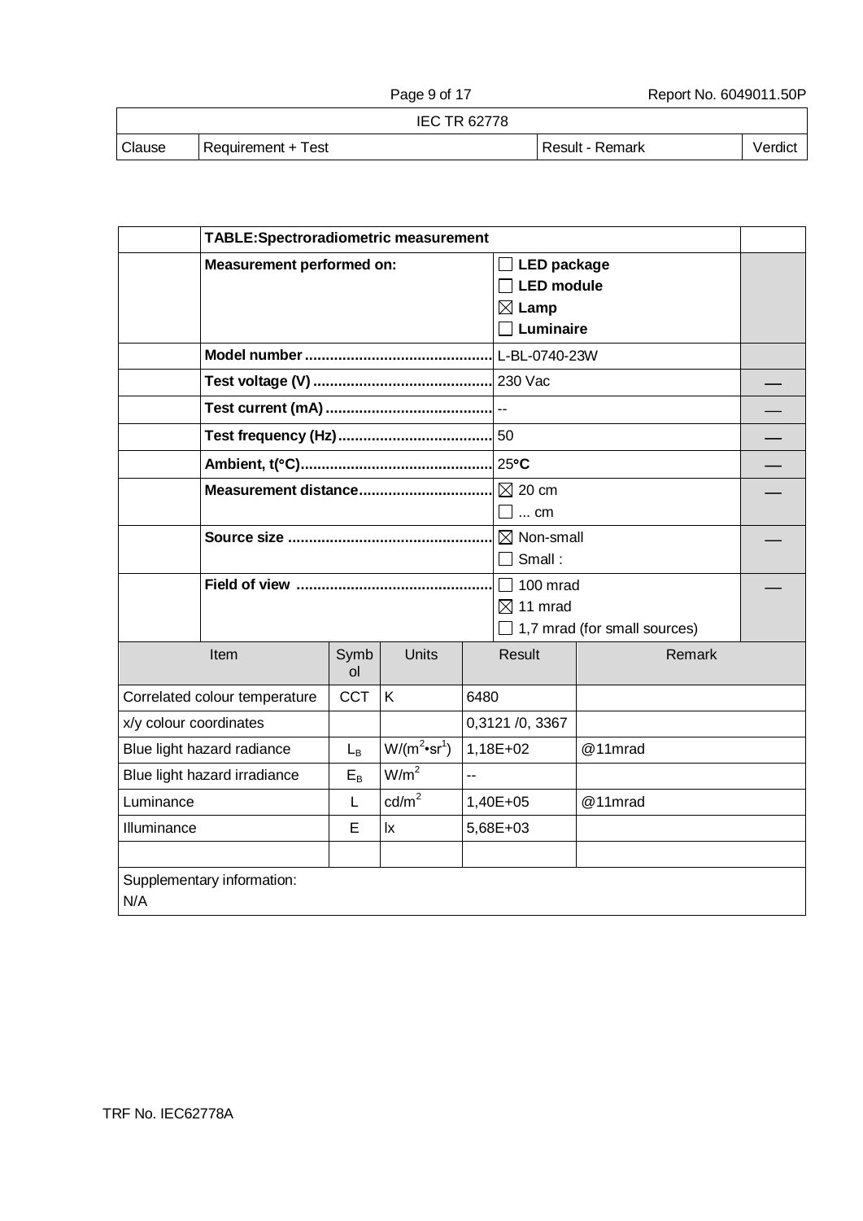| Clause | Requirement + Test | Result - Remark | Verdict |
|---|---|---|---|

| | TABLE:Spectroradiometric measurement | | |
|---|---|---|---|
| | **Measurement performed on:** | ☐ **LED package**<br>☐ **LED module**<br>☒ **Lamp**<br>☐ **Luminaire** | |
| | **Model number** ............................................ | L-BL-0740-23W | |
| | **Test voltage (V)** ........................................... | 230 Vac | — |
| | **Test current (mA)** ........................................ | -- | — |
| | **Test frequency (Hz)** ..................................... | 50 | — |
| | **Ambient, t(°C)**............................................. | 25**°C** | — |
| | **Measurement distance**................................ | ☒ 20 cm<br>☐ ... cm | — |
| | **Source size** ................................................ | ☒ Non-small<br>☐ Small : | — |
| | **Field of view** .............................................. | ☐ 100 mrad<br>☒ 11 mrad<br>☐ 1,7 mrad (for small sources) | — |

| Item | Symbol | Units | Result | Remark |
|---|---|---|---|---|
| Correlated colour temperature | CCT | K | 6480 | |
| x/y colour coordinates | | | 0,3121 /0, 3367 | |
| Blue light hazard radiance | $L_B$ | $W/(m^2•sr^1)$ | 1,18E+02 | @11mrad |
| Blue light hazard irradiance | $E_B$ | $W/m^2$ | -- | |
| Luminance | L | $cd/m^2$ | 1,40E+05 | @11mrad |
| Illuminance | E | lx | 5,68E+03 | |
| | | | | |

Supplementary information:
N/A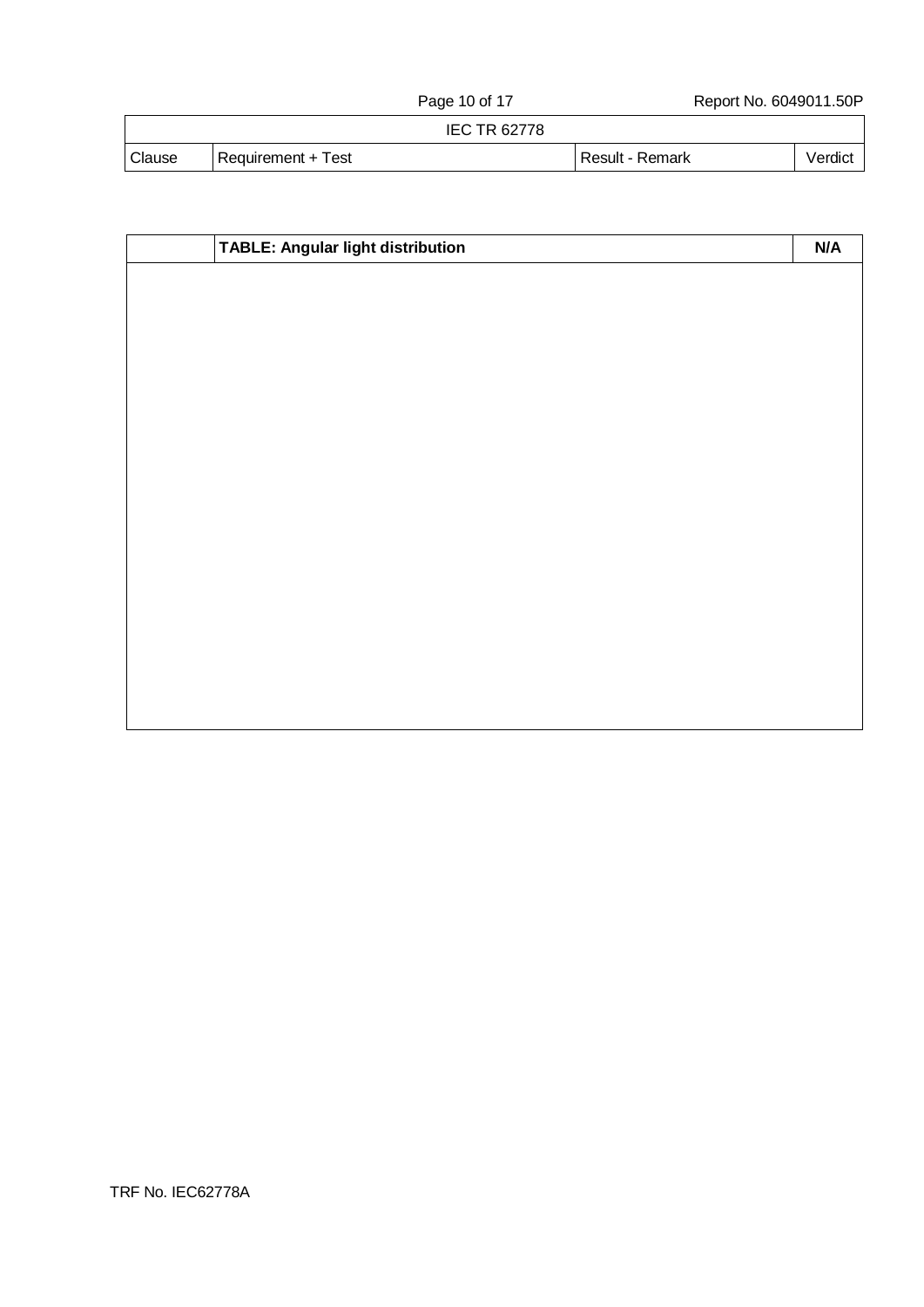| Clause | Requirement + Test | Result - Remark | Verdict |
|---|---|---|---|

| | TABLE: Angular light distribution | N/A |
|---|---|---|
| | | |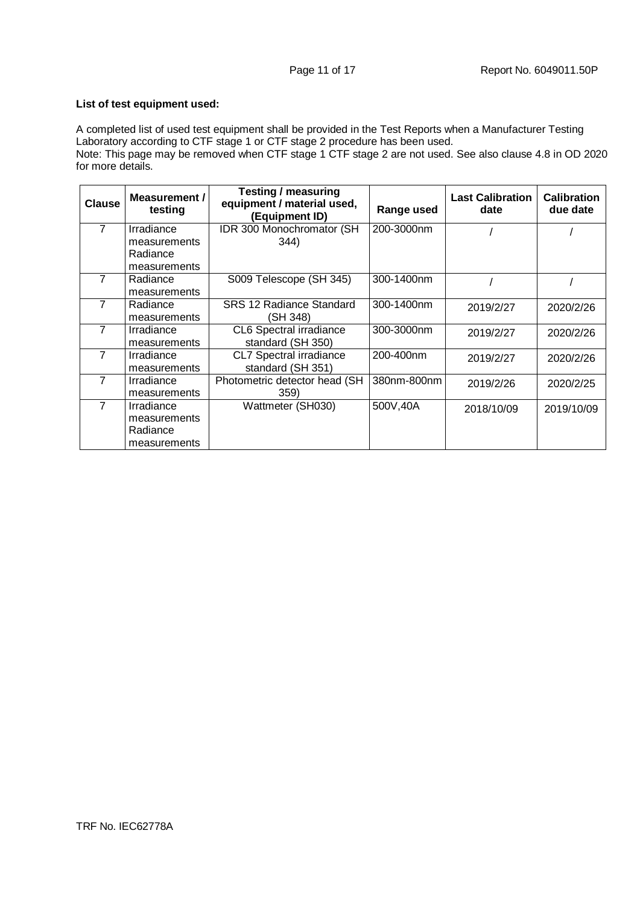**List of test equipment used:**

A completed list of used test equipment shall be provided in the Test Reports when a Manufacturer Testing Laboratory according to CTF stage 1 or CTF stage 2 procedure has been used.
Note: This page may be removed when CTF stage 1 CTF stage 2 are not used. See also clause 4.8 in OD 2020 for more details.

| Clause | Measurement / testing | Testing / measuring equipment / material used, (Equipment ID) | Range used | Last Calibration date | Calibration due date |
|---|---|---|---|---|---|
| 7 | Irradiance measurements Radiance measurements | IDR 300 Monochromator (SH 344) | 200-3000nm | / | / |
| 7 | Radiance measurements | S009 Telescope (SH 345) | 300-1400nm | / | / |
| 7 | Radiance measurements | SRS 12 Radiance Standard (SH 348) | 300-1400nm | 2019/2/27 | 2020/2/26 |
| 7 | Irradiance measurements | CL6 Spectral irradiance standard (SH 350) | 300-3000nm | 2019/2/27 | 2020/2/26 |
| 7 | Irradiance measurements | CL7 Spectral irradiance standard (SH 351) | 200-400nm | 2019/2/27 | 2020/2/26 |
| 7 | Irradiance measurements | Photometric detector head (SH 359) | 380nm-800nm | 2019/2/26 | 2020/2/25 |
| 7 | Irradiance measurements Radiance measurements | Wattmeter (SH030) | 500V,40A | 2018/10/09 | 2019/10/09 |

TRF No. IEC62778A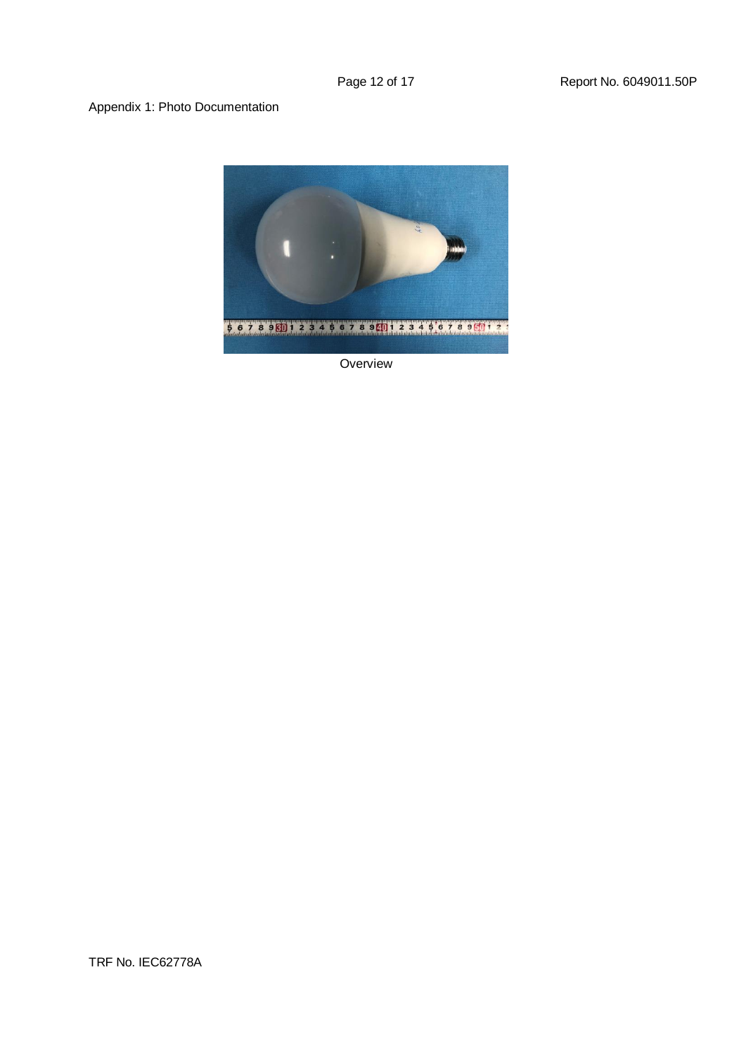Appendix 1: Photo Documentation

Overview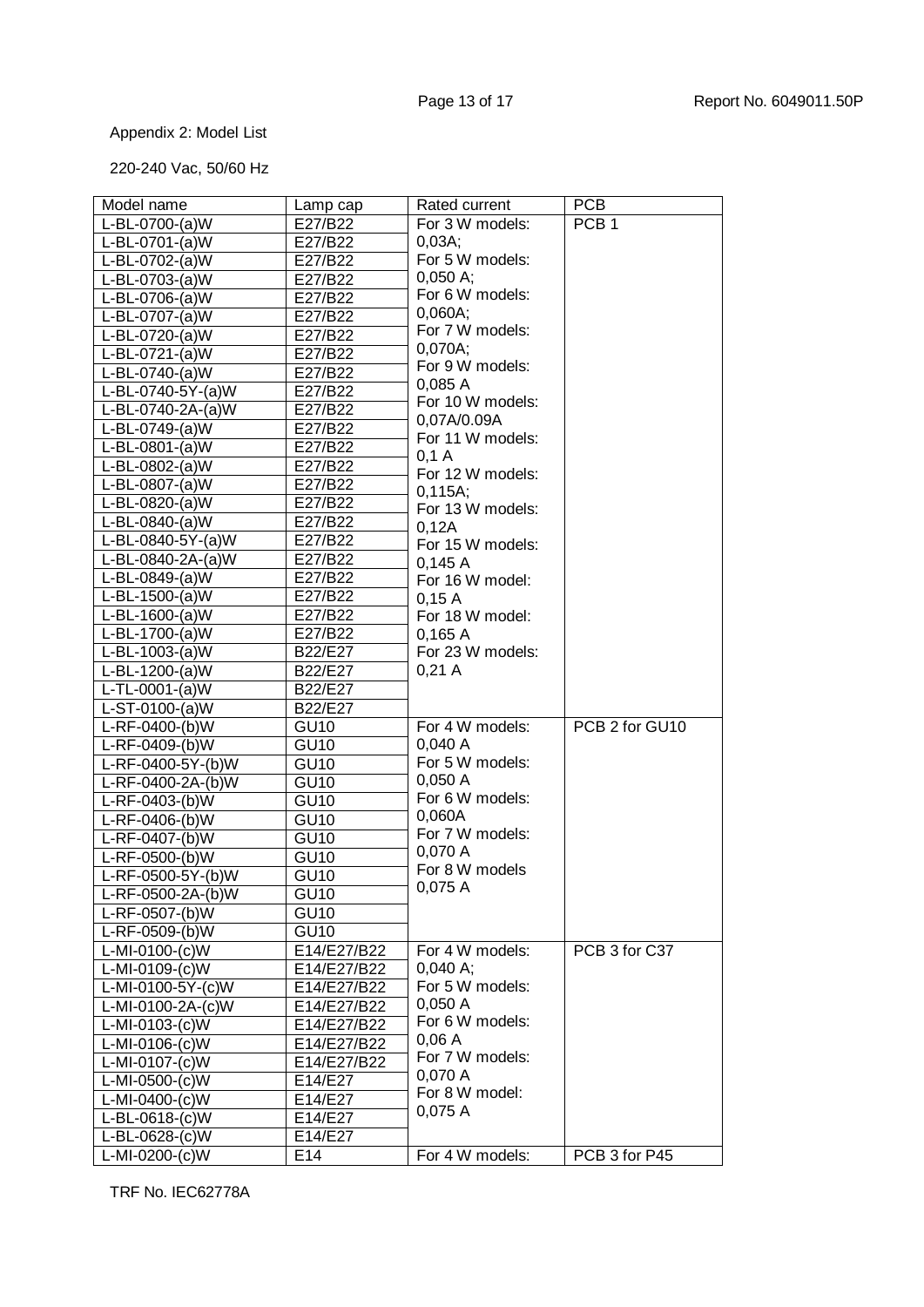Appendix 2: Model List

220-240 Vac, 50/60 Hz

| Model name | Lamp cap | Rated current | PCB |
|---|---|---|---|
| L-BL-0700-(a)W | E27/B22 | For 3 W models: 0,03A; For 5 W models: 0,050 A; For 6 W models: 0,060A; For 7 W models: 0,070A; For 9 W models: 0,085 A For 10 W models: 0,07A/0.09A For 11 W models: 0,1 A For 12 W models: 0,115A; For 13 W models: 0,12A For 15 W models: 0,145 A For 16 W model: 0,15 A For 18 W model: 0,165 A For 23 W models: 0,21 A | PCB 1 |
| L-BL-0701-(a)W | E27/B22 | | |
| L-BL-0702-(a)W | E27/B22 | | |
| L-BL-0703-(a)W | E27/B22 | | |
| L-BL-0706-(a)W | E27/B22 | | |
| L-BL-0707-(a)W | E27/B22 | | |
| L-BL-0720-(a)W | E27/B22 | | |
| L-BL-0721-(a)W | E27/B22 | | |
| L-BL-0740-(a)W | E27/B22 | | |
| L-BL-0740-5Y-(a)W | E27/B22 | | |
| L-BL-0740-2A-(a)W | E27/B22 | | |
| L-BL-0749-(a)W | E27/B22 | | |
| L-BL-0801-(a)W | E27/B22 | | |
| L-BL-0802-(a)W | E27/B22 | | |
| L-BL-0807-(a)W | E27/B22 | | |
| L-BL-0820-(a)W | E27/B22 | | |
| L-BL-0840-(a)W | E27/B22 | | |
| L-BL-0840-5Y-(a)W | E27/B22 | | |
| L-BL-0840-2A-(a)W | E27/B22 | | |
| L-BL-0849-(a)W | E27/B22 | | |
| L-BL-1500-(a)W | E27/B22 | | |
| L-BL-1600-(a)W | E27/B22 | | |
| L-BL-1700-(a)W | E27/B22 | | |
| L-BL-1003-(a)W | B22/E27 | | |
| L-BL-1200-(a)W | B22/E27 | | |
| L-TL-0001-(a)W | B22/E27 | | |
| L-ST-0100-(a)W | B22/E27 | | |
| L-RF-0400-(b)W | GU10 | For 4 W models: 0,040 A For 5 W models: 0,050 A For 6 W models: 0,060A For 7 W models: 0,070 A For 8 W models 0,075 A | PCB 2 for GU10 |
| L-RF-0409-(b)W | GU10 | | |
| L-RF-0400-5Y-(b)W | GU10 | | |
| L-RF-0400-2A-(b)W | GU10 | | |
| L-RF-0403-(b)W | GU10 | | |
| L-RF-0406-(b)W | GU10 | | |
| L-RF-0407-(b)W | GU10 | | |
| L-RF-0500-(b)W | GU10 | | |
| L-RF-0500-5Y-(b)W | GU10 | | |
| L-RF-0500-2A-(b)W | GU10 | | |
| L-RF-0507-(b)W | GU10 | | |
| L-RF-0509-(b)W | GU10 | | |
| L-MI-0100-(c)W | E14/E27/B22 | For 4 W models: 0,040 A; For 5 W models: 0,050 A For 6 W models: 0,06 A For 7 W models: 0,070 A For 8 W model: 0,075 A | PCB 3 for C37 |
| L-MI-0109-(c)W | E14/E27/B22 | | |
| L-MI-0100-5Y-(c)W | E14/E27/B22 | | |
| L-MI-0100-2A-(c)W | E14/E27/B22 | | |
| L-MI-0103-(c)W | E14/E27/B22 | | |
| L-MI-0106-(c)W | E14/E27/B22 | | |
| L-MI-0107-(c)W | E14/E27/B22 | | |
| L-MI-0500-(c)W | E14/E27 | | |
| L-MI-0400-(c)W | E14/E27 | | |
| L-BL-0618-(c)W | E14/E27 | | |
| L-BL-0628-(c)W | E14/E27 | | |
| L-MI-0200-(c)W | E14 | For 4 W models: | PCB 3 for P45 |

TRF No. IEC62778A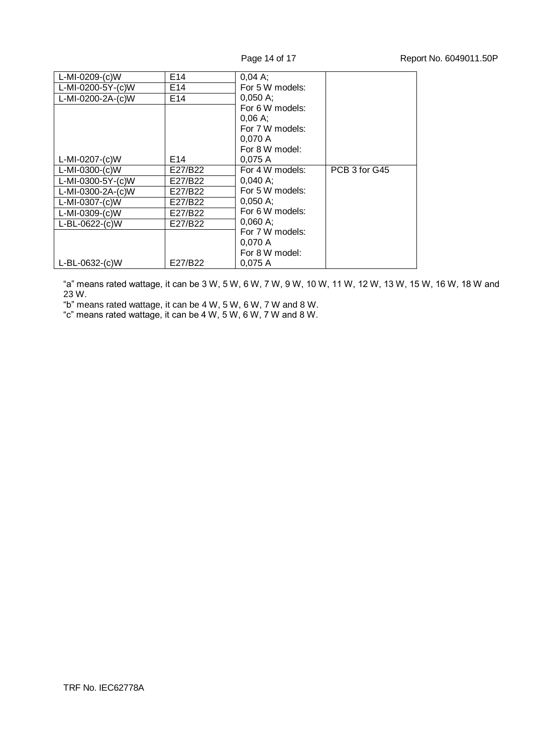| | | | |
|---|---|---|---|
| L-MI-0209-(c)W | E14 | 0,04 A; | |
| L-MI-0200-5Y-(c)W | E14 | For 5 W models: | |
| L-MI-0200-2A-(c)W | E14 | 0,050 A; | |
| | | For 6 W models: | |
| | | 0,06 A; | |
| | | For 7 W models: | |
| | | 0,070 A | |
| | | For 8 W model: | |
| L-MI-0207-(c)W | E14 | 0,075 A | |
| L-MI-0300-(c)W | E27/B22 | For 4 W models: | PCB 3 for G45 |
| L-MI-0300-5Y-(c)W | E27/B22 | 0,040 A; | |
| L-MI-0300-2A-(c)W | E27/B22 | For 5 W models: | |
| L-MI-0307-(c)W | E27/B22 | 0,050 A; | |
| L-MI-0309-(c)W | E27/B22 | For 6 W models: | |
| L-BL-0622-(c)W | E27/B22 | 0,060 A; | |
| | | For 7 W models: | |
| | | 0,070 A | |
| | | For 8 W model: | |
| L-BL-0632-(c)W | E27/B22 | 0,075 A | |

"a" means rated wattage, it can be 3 W, 5 W, 6 W, 7 W, 9 W, 10 W, 11 W, 12 W, 13 W, 15 W, 16 W, 18 W and 23 W.

"b" means rated wattage, it can be 4 W, 5 W, 6 W, 7 W and 8 W.

"c" means rated wattage, it can be 4 W, 5 W, 6 W, 7 W and 8 W.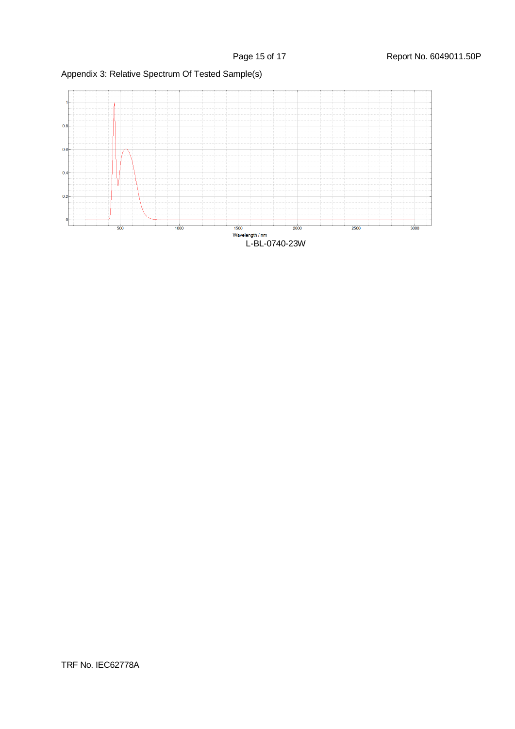Appendix 3: Relative Spectrum Of Tested Sample(s)

L-BL-0740-23W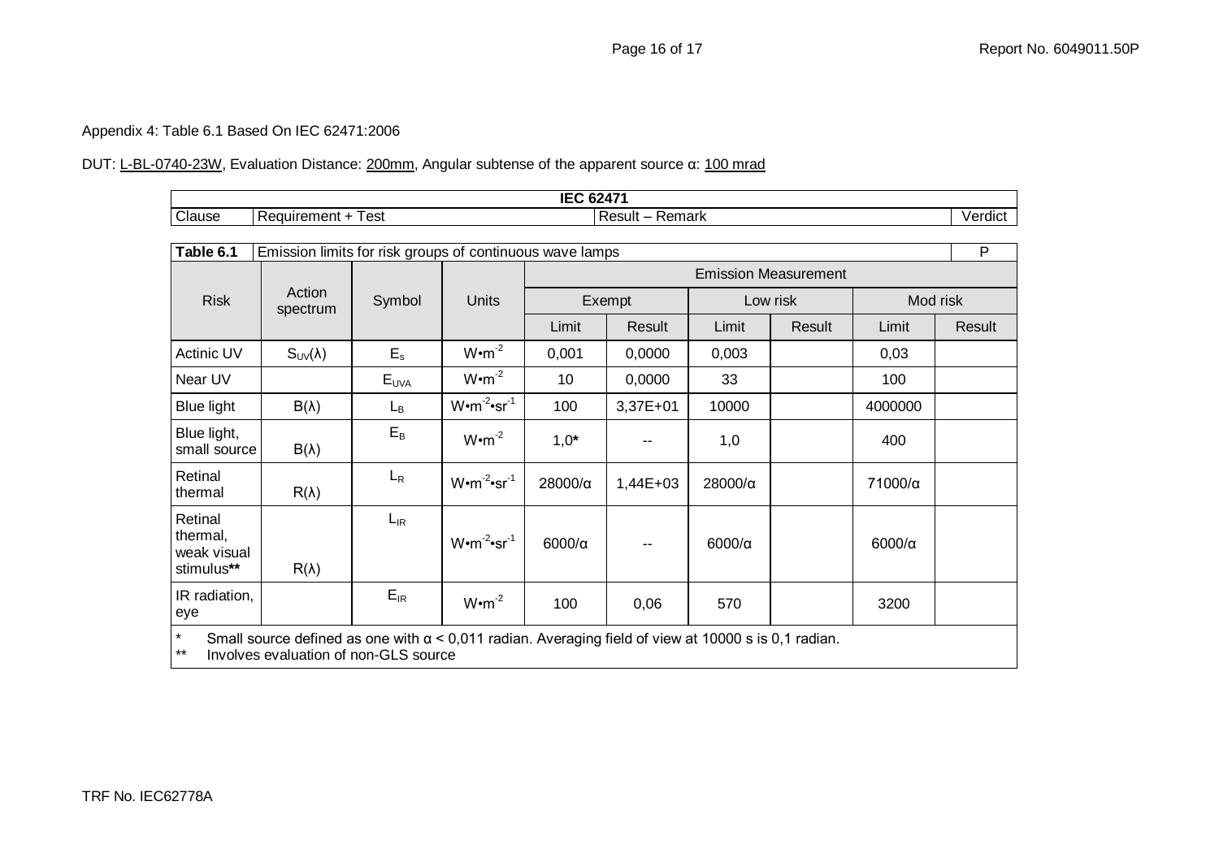Appendix 4: Table 6.1 Based On IEC 62471:2006

DUT: L-BL-0740-23W, Evaluation Distance: 200mm, Angular subtense of the apparent source α: 100 mrad

| IEC 62471 | | | |
|---|---|---|---|
| Clause | Requirement + Test | Result – Remark | Verdict |

| Table 6.1 | Emission limits for risk groups of continuous wave lamps | | | | | | | | P |
|---|---|---|---|---|---|---|---|---|---|
| Risk | Action spectrum | Symbol | Units | Emission Measurement | | | | | |
| | | | | Exempt | | Low risk | | Mod risk | |
| | | | | Limit | Result | Limit | Result | Limit | Result |
| Actinic UV | $S_{UV}(\lambda)$ | $E_s$ | $W \cdot m^{-2}$ | 0,001 | 0,0000 | 0,003 | | 0,03 | |
| Near UV | | $E_{UVA}$ | $W \cdot m^{-2}$ | 10 | 0,0000 | 33 | | 100 | |
| Blue light | $B(\lambda)$ | $L_B$ | $W \cdot m^{-2} \cdot sr^{-1}$ | 100 | 3,37E+01 | 10000 | | 4000000 | |
| Blue light, small source | $B(\lambda)$ | $E_B$ | $W \cdot m^{-2}$ | 1,0* | -- | 1,0 | | 400 | |
| Retinal thermal | $R(\lambda)$ | $L_R$ | $W \cdot m^{-2} \cdot sr^{-1}$ | 28000/α | 1,44E+03 | 28000/α | | 71000/α | |
| Retinal thermal, weak visual stimulus** | $R(\lambda)$ | $L_{IR}$ | $W \cdot m^{-2} \cdot sr^{-1}$ | 6000/α | -- | 6000/α | | 6000/α | |
| IR radiation, eye | | $E_{IR}$ | $W \cdot m^{-2}$ | 100 | 0,06 | 570 | | 3200 | |

\* Small source defined as one with α < 0,011 radian. Averaging field of view at 10000 s is 0,1 radian.

** Involves evaluation of non-GLS source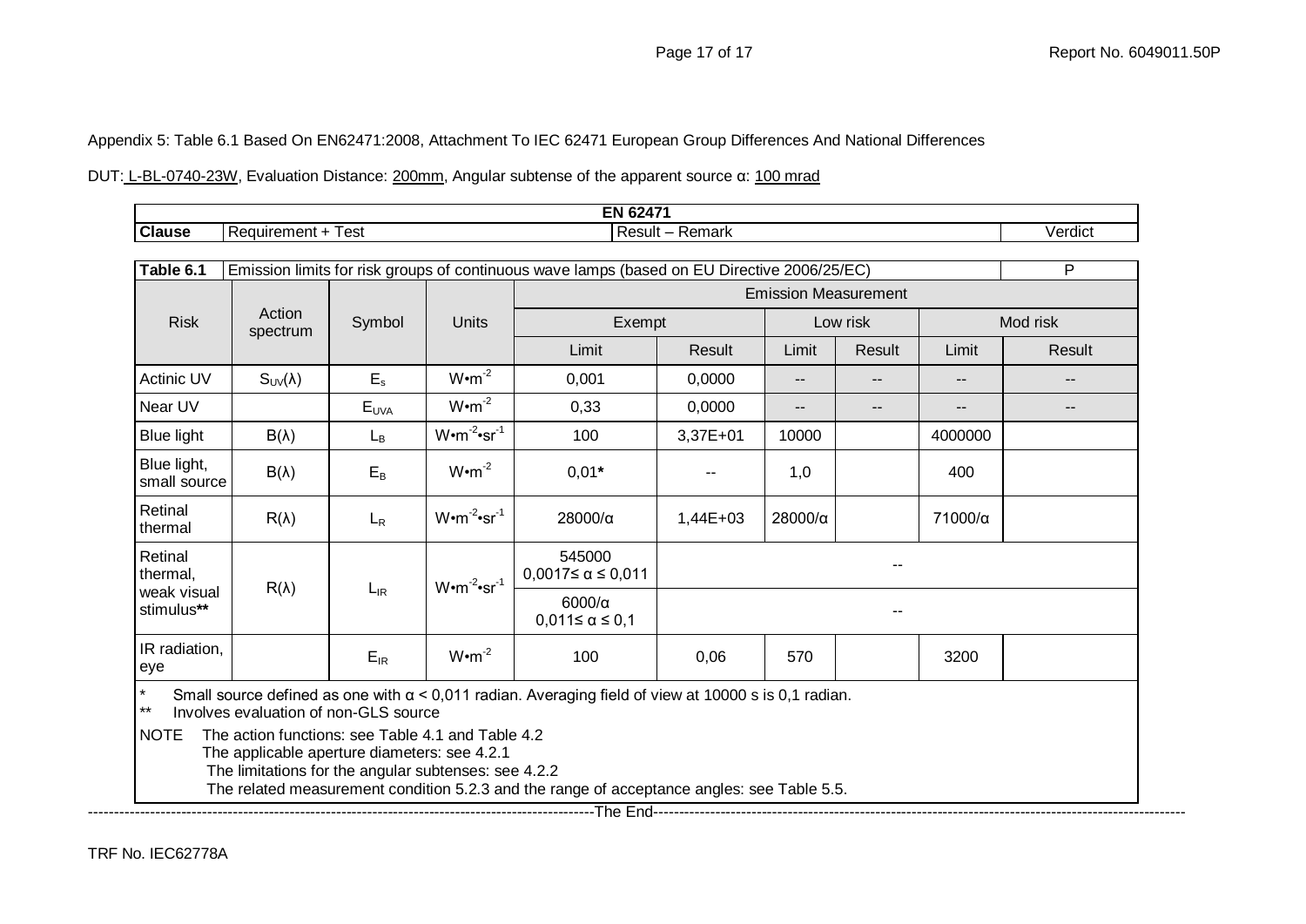Appendix 5: Table 6.1 Based On EN62471:2008, Attachment To IEC 62471 European Group Differences And National Differences

DUT: L-BL-0740-23W, Evaluation Distance: 200mm, Angular subtense of the apparent source α: 100 mrad

| EN 62471 | | | |
|---|---|---|---|
| **Clause** | Requirement + Test | Result – Remark | Verdict |

| **Table 6.1** | Emission limits for risk groups of continuous wave lamps (based on EU Directive 2006/25/EC) | | | | | | | | | P |
|---|---|---|---|---|---|---|---|---|---|---|
| Risk | Action spectrum | Symbol | Units | Emission Measurement | | | | | | |
| | | | | Exempt | | Low risk | | Mod risk | | |
| | | | | Limit | Result | Limit | Result | Limit | Result | |
| Actinic UV | $S_{UV}(\lambda)$ | $E_s$ | $W{\bullet}m^{-2}$ | 0,001 | 0,0000 | -- | -- | -- | -- | |
| Near UV | | $E_{UVA}$ | $W{\bullet}m^{-2}$ | 0,33 | 0,0000 | -- | -- | -- | -- | |
| Blue light | $B(\lambda)$ | $L_B$ | $W{\bullet}m^{-2}{\bullet}sr^{-1}$ | 100 | 3,37E+01 | 10000 | | 4000000 | | |
| Blue light, small source | $B(\lambda)$ | $E_B$ | $W{\bullet}m^{-2}$ | 0,01* | -- | 1,0 | | 400 | | |
| Retinal thermal | $R(\lambda)$ | $L_R$ | $W{\bullet}m^{-2}{\bullet}sr^{-1}$ | 28000/α | 1,44E+03 | 28000/α | | 71000/α | | |
| Retinal thermal, weak visual stimulus** | $R(\lambda)$ | $L_{IR}$ | $W{\bullet}m^{-2}{\bullet}sr^{-1}$ | 545000 $0{,}0017 \leq \alpha \leq 0{,}011$ | -- | | | | | |
| | | | | 6000/α $0{,}011 \leq \alpha \leq 0{,}1$ | -- | | | | | |
| IR radiation, eye | | $E_{IR}$ | $W{\bullet}m^{-2}$ | 100 | 0,06 | 570 | | 3200 | | |

\* Small source defined as one with α < 0,011 radian. Averaging field of view at 10000 s is 0,1 radian.

** Involves evaluation of non-GLS source

NOTE The action functions: see Table 4.1 and Table 4.2
The applicable aperture diameters: see 4.2.1
The limitations for the angular subtenses: see 4.2.2
The related measurement condition 5.2.3 and the range of acceptance angles: see Table 5.5.

-----The End-----